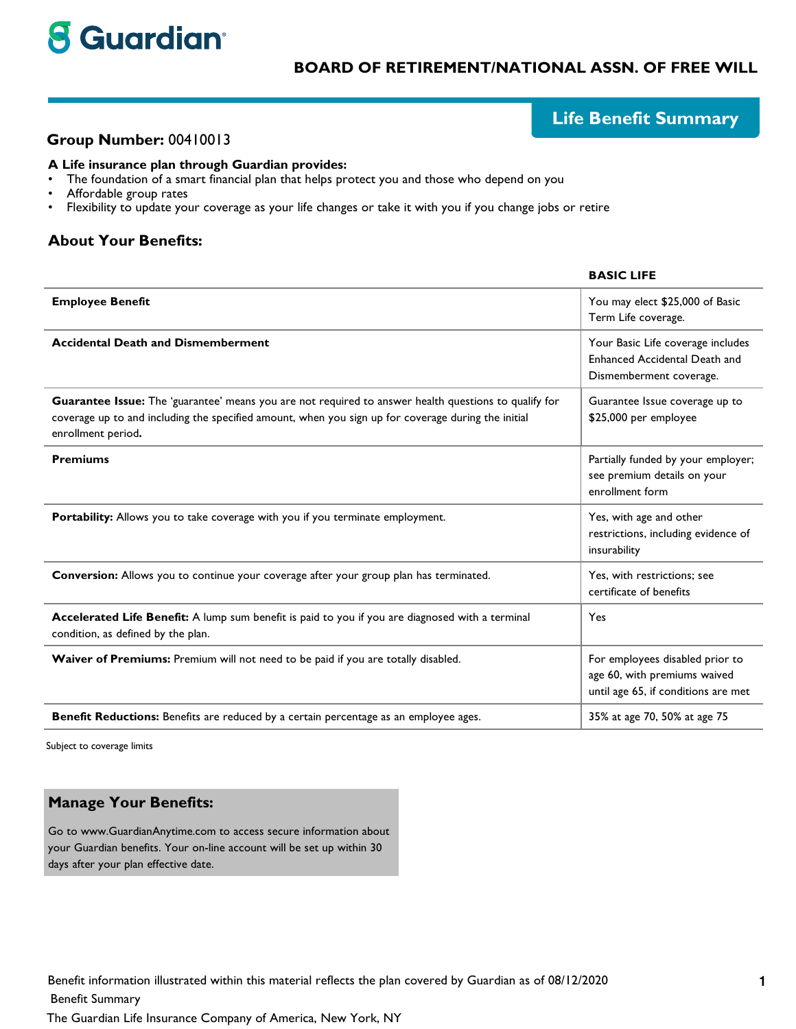Guardian

## BOARD OF RETIREMENT/NATIONAL ASSN. OF FREE WILL

# Life Benefit Summary

**Group Number:** 00410013

**A Life insurance plan through Guardian provides:**

- The foundation of a smart financial plan that helps protect you and those who depend on you
- Affordable group rates
- Flexibility to update your coverage as your life changes or take it with you if you change jobs or retire

## About Your Benefits:

| | BASIC LIFE |
|---|---|
| **Employee Benefit** | You may elect $25,000 of Basic Term Life coverage. |
| **Accidental Death and Dismemberment** | Your Basic Life coverage includes Enhanced Accidental Death and Dismemberment coverage. |
| **Guarantee Issue:** The 'guarantee' means you are not required to answer health questions to qualify for coverage up to and including the specified amount, when you sign up for coverage during the initial enrollment period**.** | Guarantee Issue coverage up to $25,000 per employee |
| **Premiums** | Partially funded by your employer; see premium details on your enrollment form |
| **Portability:** Allows you to take coverage with you if you terminate employment. | Yes, with age and other restrictions, including evidence of insurability |
| **Conversion:** Allows you to continue your coverage after your group plan has terminated. | Yes, with restrictions; see certificate of benefits |
| **Accelerated Life Benefit:** A lump sum benefit is paid to you if you are diagnosed with a terminal condition, as defined by the plan. | Yes |
| **Waiver of Premiums:** Premium will not need to be paid if you are totally disabled. | For employees disabled prior to age 60, with premiums waived until age 65, if conditions are met |
| **Benefit Reductions:** Benefits are reduced by a certain percentage as an employee ages. | 35% at age 70, 50% at age 75 |

Subject to coverage limits

### Manage Your Benefits:

Go to www.GuardianAnytime.com to access secure information about your Guardian benefits. Your on-line account will be set up within 30 days after your plan effective date.

Benefit information illustrated within this material reflects the plan covered by Guardian as of 08/12/2020

Benefit Summary

The Guardian Life Insurance Company of America, New York, NY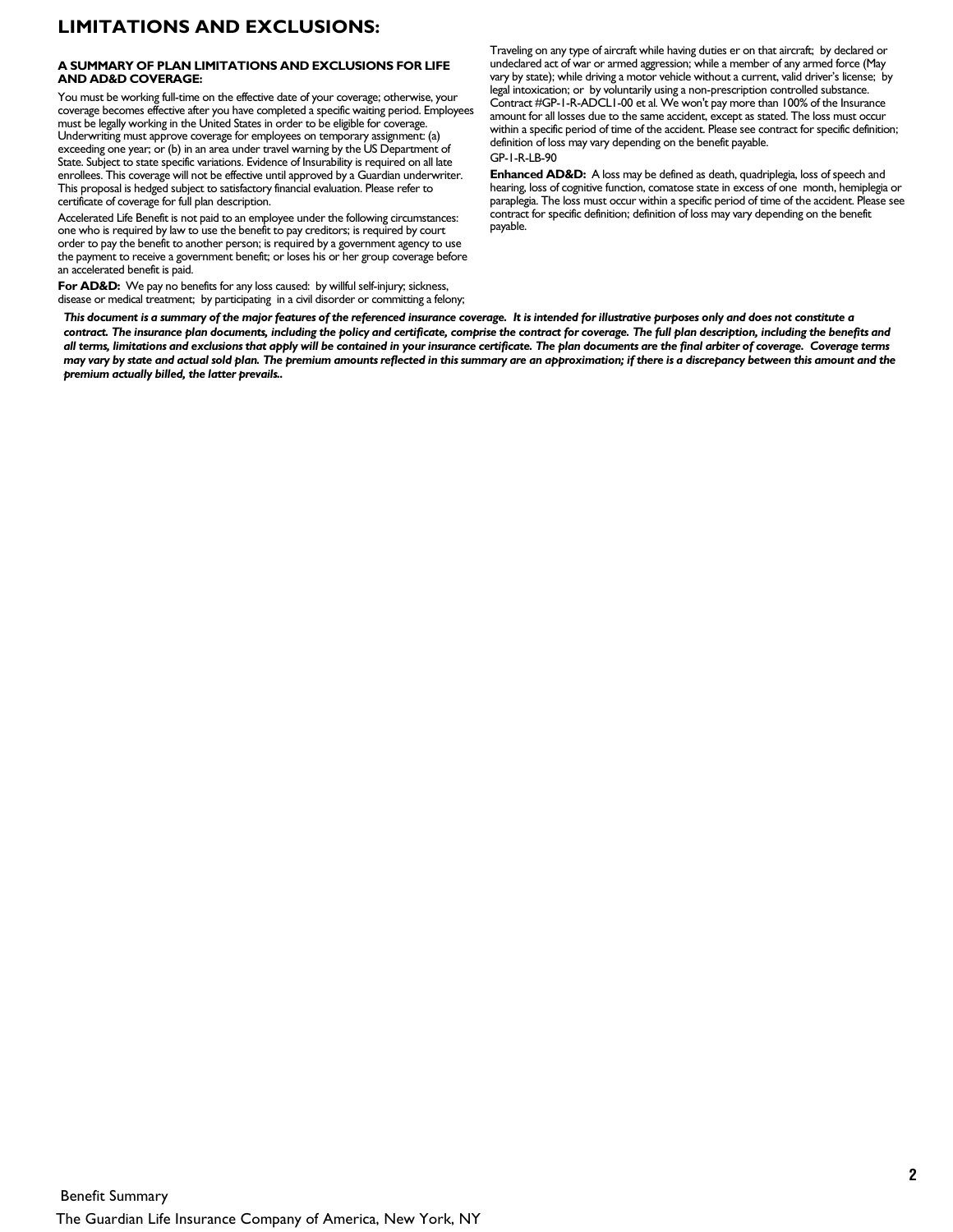# LIMITATIONS AND EXCLUSIONS:

### A SUMMARY OF PLAN LIMITATIONS AND EXCLUSIONS FOR LIFE AND AD&D COVERAGE:

You must be working full-time on the effective date of your coverage; otherwise, your coverage becomes effective after you have completed a specific waiting period. Employees must be legally working in the United States in order to be eligible for coverage. Underwriting must approve coverage for employees on temporary assignment: (a) exceeding one year; or (b) in an area under travel warning by the US Department of State. Subject to state specific variations. Evidence of Insurability is required on all late enrollees. This coverage will not be effective until approved by a Guardian underwriter. This proposal is hedged subject to satisfactory financial evaluation. Please refer to certificate of coverage for full plan description.

Accelerated Life Benefit is not paid to an employee under the following circumstances: one who is required by law to use the benefit to pay creditors; is required by court order to pay the benefit to another person; is required by a government agency to use the payment to receive a government benefit; or loses his or her group coverage before an accelerated benefit is paid.

**For AD&D:** We pay no benefits for any loss caused: by willful self-injury; sickness, disease or medical treatment; by participating in a civil disorder or committing a felony; Traveling on any type of aircraft while having duties er on that aircraft; by declared or undeclared act of war or armed aggression; while a member of any armed force (May vary by state); while driving a motor vehicle without a current, valid driver's license; by legal intoxication; or by voluntarily using a non-prescription controlled substance. Contract #GP-1-R-ADCL1-00 et al. We won't pay more than 100% of the Insurance amount for all losses due to the same accident, except as stated. The loss must occur within a specific period of time of the accident. Please see contract for specific definition; definition of loss may vary depending on the benefit payable.

GP-1-R-LB-90

**Enhanced AD&D:** A loss may be defined as death, quadriplegia, loss of speech and hearing, loss of cognitive function, comatose state in excess of one month, hemiplegia or paraplegia. The loss must occur within a specific period of time of the accident. Please see contract for specific definition; definition of loss may vary depending on the benefit payable.

***This document is a summary of the major features of the referenced insurance coverage. It is intended for illustrative purposes only and does not constitute a contract. The insurance plan documents, including the policy and certificate, comprise the contract for coverage. The full plan description, including the benefits and all terms, limitations and exclusions that apply will be contained in your insurance certificate. The plan documents are the final arbiter of coverage. Coverage terms may vary by state and actual sold plan. The premium amounts reflected in this summary are an approximation; if there is a discrepancy between this amount and the premium actually billed, the latter prevails..***